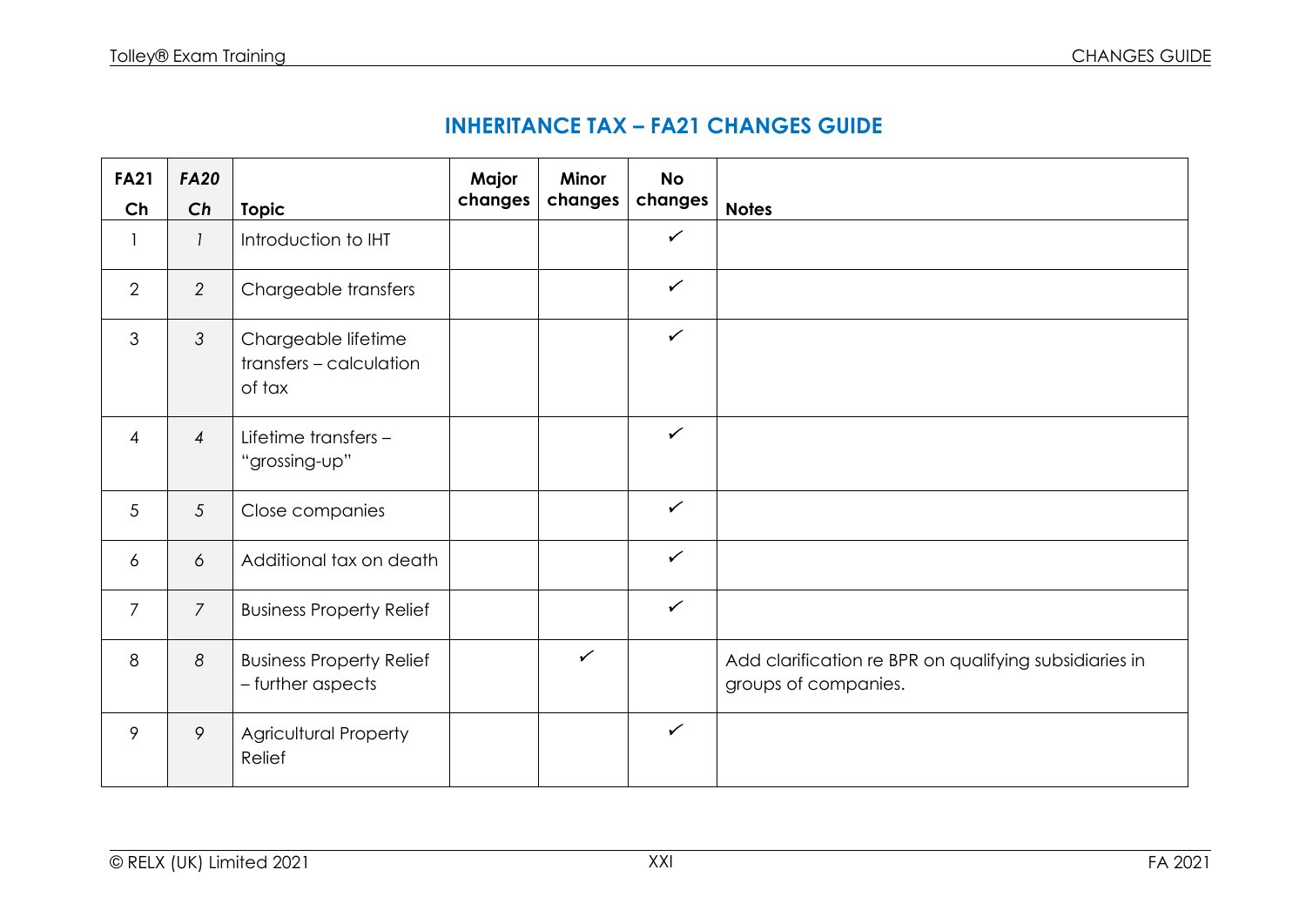# INHERITANCE TAX – FA21 CHANGES GUIDE

| FA21 Ch | *FA20 Ch* | Topic | Major changes | Minor changes | No changes | Notes |
|---|---|---|---|---|---|---|
| 1 | *1* | Introduction to IHT | | | ✓ | |
| 2 | *2* | Chargeable transfers | | | ✓ | |
| 3 | *3* | Chargeable lifetime transfers – calculation of tax | | | ✓ | |
| 4 | *4* | Lifetime transfers – "grossing-up" | | | ✓ | |
| 5 | *5* | Close companies | | | ✓ | |
| 6 | *6* | Additional tax on death | | | ✓ | |
| 7 | *7* | Business Property Relief | | | ✓ | |
| 8 | *8* | Business Property Relief – further aspects | | ✓ | | Add clarification re BPR on qualifying subsidiaries in groups of companies. |
| 9 | *9* | Agricultural Property Relief | | | ✓ | |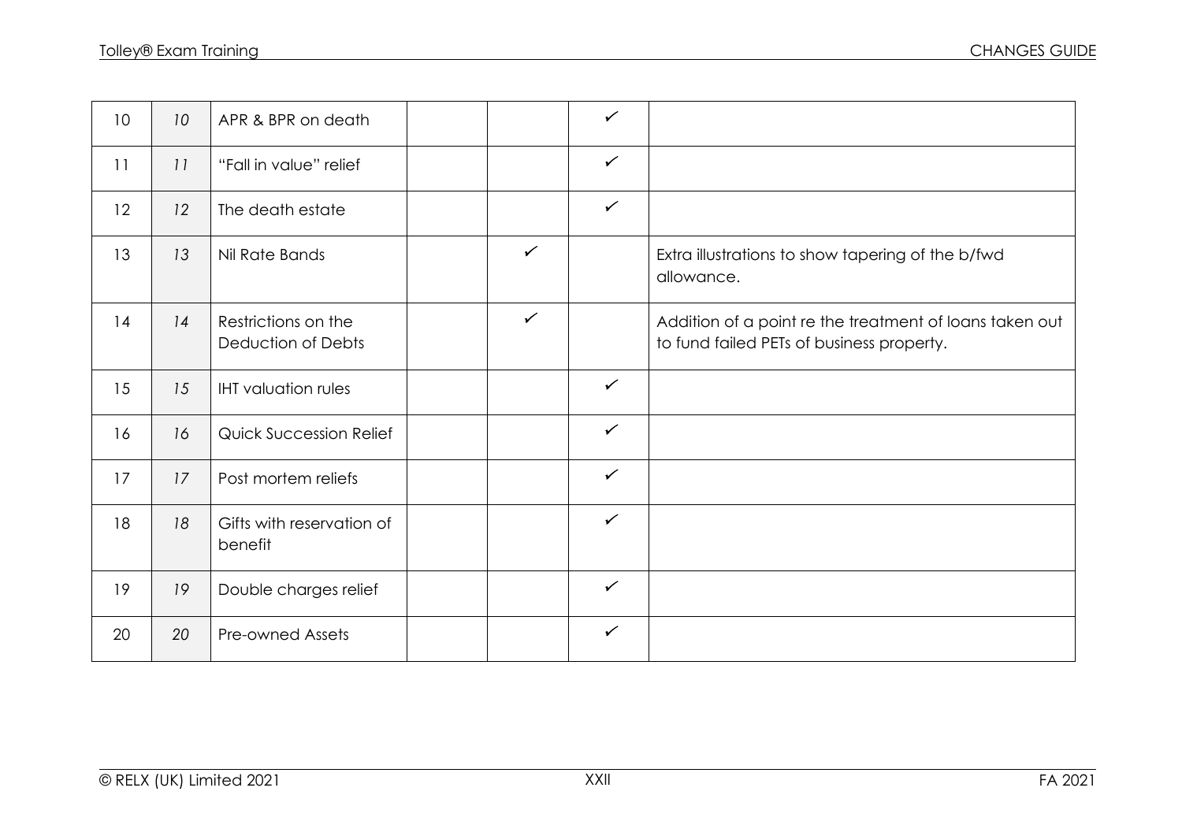| | | | | | | |
|---|---|---|---|---|---|---|
| 10 | *10* | APR & BPR on death | | | ✓ | |
| 11 | *11* | "Fall in value" relief | | | ✓ | |
| 12 | *12* | The death estate | | | ✓ | |
| 13 | *13* | Nil Rate Bands | | ✓ | | Extra illustrations to show tapering of the b/fwd allowance. |
| 14 | *14* | Restrictions on the Deduction of Debts | | ✓ | | Addition of a point re the treatment of loans taken out to fund failed PETs of business property. |
| 15 | *15* | IHT valuation rules | | | ✓ | |
| 16 | *16* | Quick Succession Relief | | | ✓ | |
| 17 | *17* | Post mortem reliefs | | | ✓ | |
| 18 | *18* | Gifts with reservation of benefit | | | ✓ | |
| 19 | *19* | Double charges relief | | | ✓ | |
| 20 | *20* | Pre-owned Assets | | | ✓ | |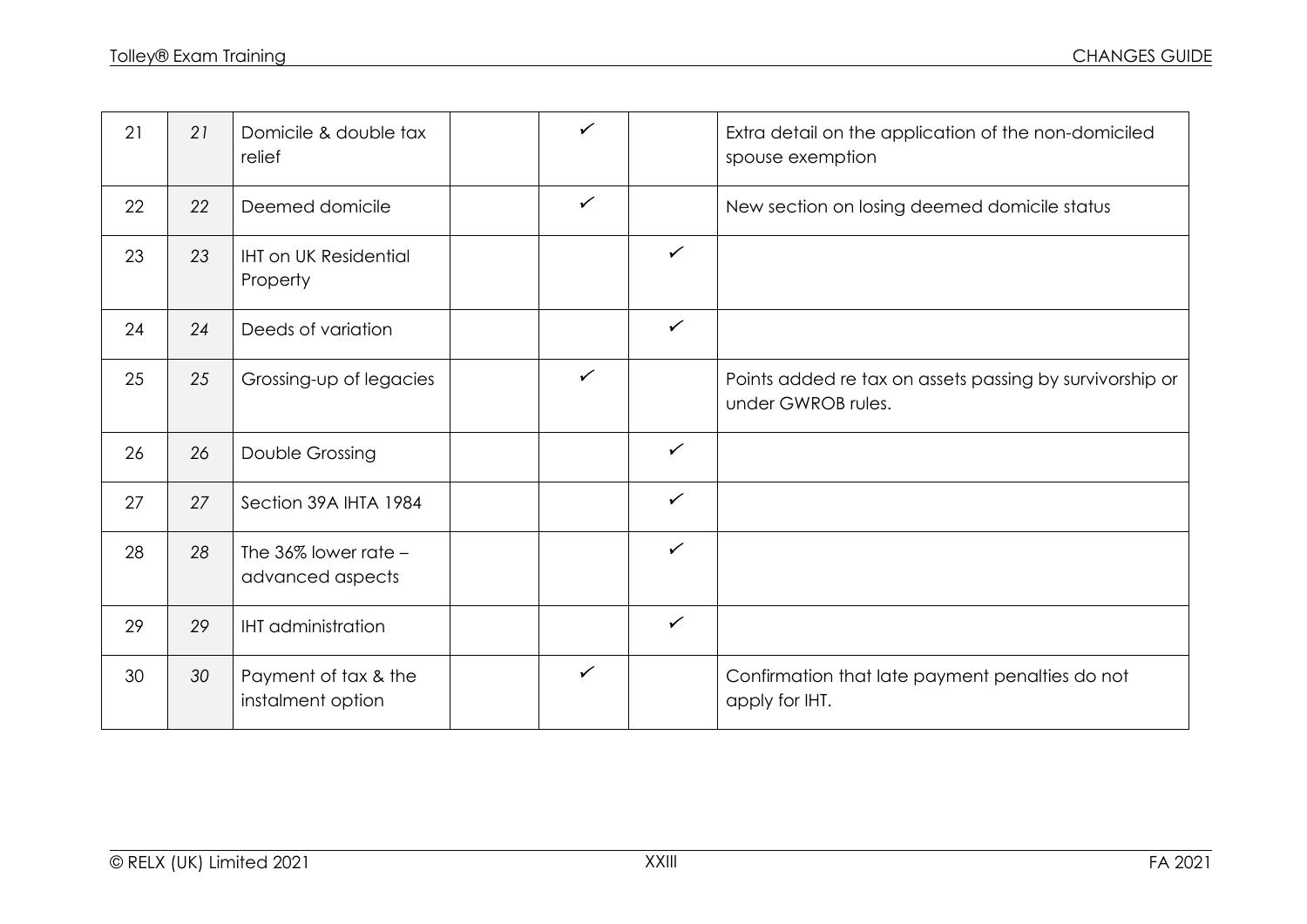| | | | | | | |
|---|---|---|---|---|---|---|
| 21 | 21 | Domicile & double tax relief | | ✓ | | Extra detail on the application of the non-domiciled spouse exemption |
| 22 | 22 | Deemed domicile | | ✓ | | New section on losing deemed domicile status |
| 23 | 23 | IHT on UK Residential Property | | | ✓ | |
| 24 | 24 | Deeds of variation | | | ✓ | |
| 25 | 25 | Grossing-up of legacies | | ✓ | | Points added re tax on assets passing by survivorship or under GWROB rules. |
| 26 | 26 | Double Grossing | | | ✓ | |
| 27 | 27 | Section 39A IHTA 1984 | | | ✓ | |
| 28 | 28 | The 36% lower rate – advanced aspects | | | ✓ | |
| 29 | 29 | IHT administration | | | ✓ | |
| 30 | 30 | Payment of tax & the instalment option | | ✓ | | Confirmation that late payment penalties do not apply for IHT. |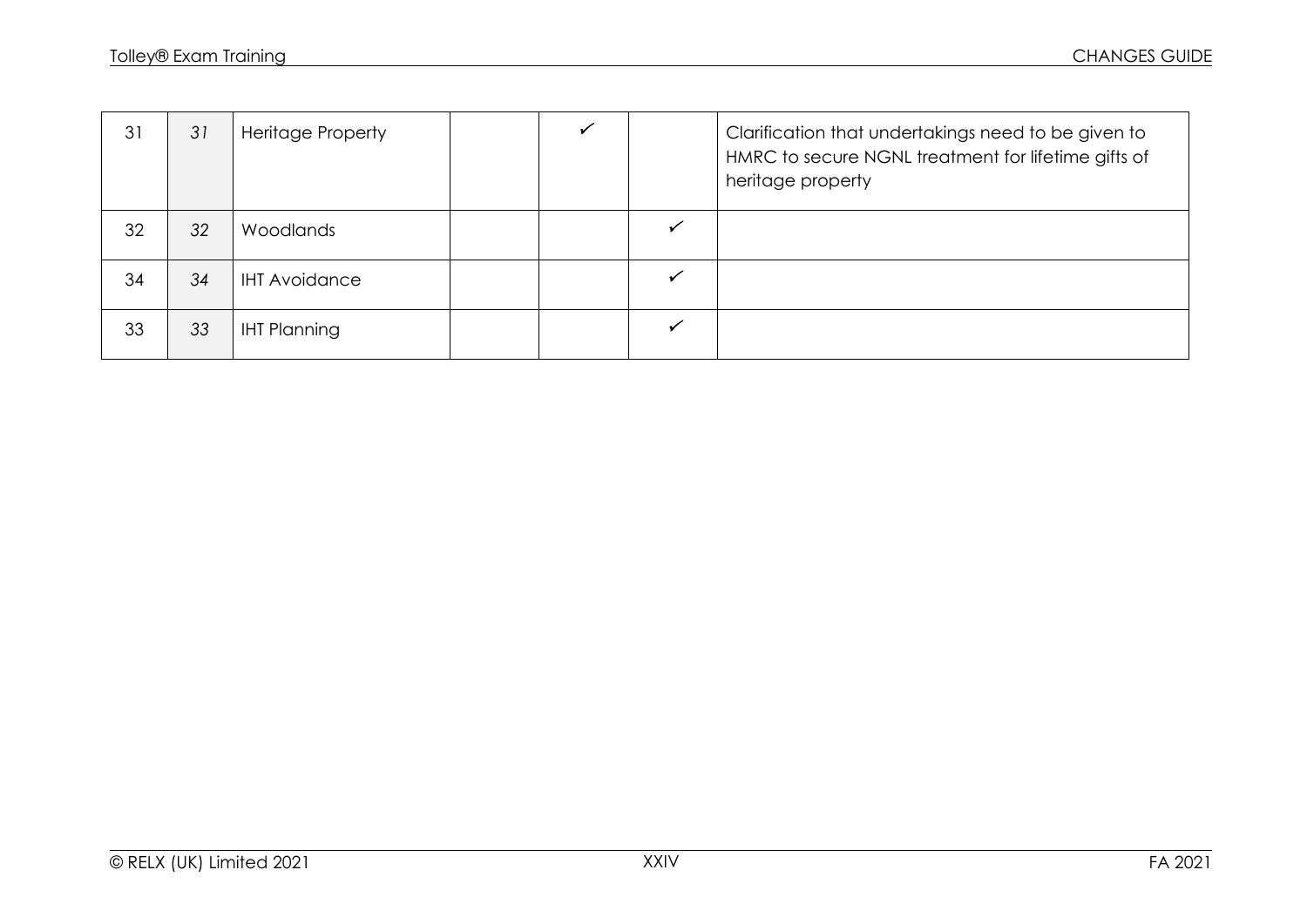| | | | | | | |
|---|---|---|---|---|---|---|
| 31 | *31* | Heritage Property | | ✓ | | Clarification that undertakings need to be given to HMRC to secure NGNL treatment for lifetime gifts of heritage property |
| 32 | *32* | Woodlands | | | ✓ | |
| 34 | *34* | IHT Avoidance | | | ✓ | |
| 33 | *33* | IHT Planning | | | ✓ | |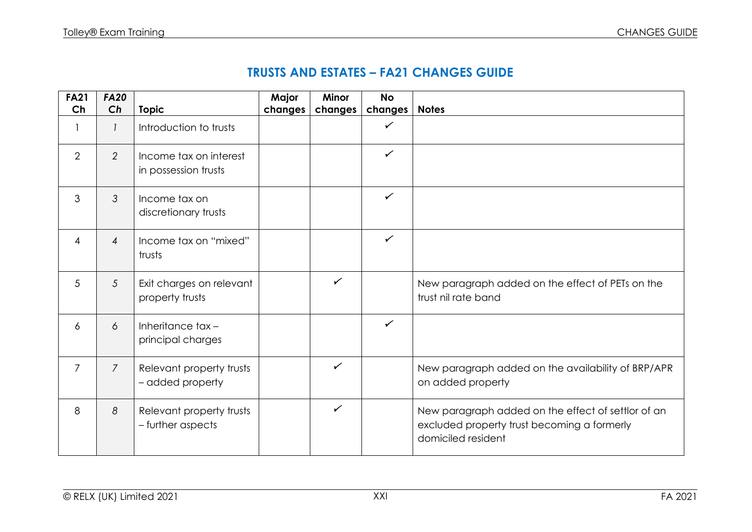## TRUSTS AND ESTATES – FA21 CHANGES GUIDE

| FA21 Ch | *FA20 Ch* | Topic | Major changes | Minor changes | No changes | Notes |
|---|---|---|---|---|---|---|
| 1 | *1* | Introduction to trusts | | | ✓ | |
| 2 | *2* | Income tax on interest in possession trusts | | | ✓ | |
| 3 | *3* | Income tax on discretionary trusts | | | ✓ | |
| 4 | *4* | Income tax on "mixed" trusts | | | ✓ | |
| 5 | *5* | Exit charges on relevant property trusts | | ✓ | | New paragraph added on the effect of PETs on the trust nil rate band |
| 6 | *6* | Inheritance tax – principal charges | | | ✓ | |
| 7 | *7* | Relevant property trusts – added property | | ✓ | | New paragraph added on the availability of BRP/APR on added property |
| 8 | *8* | Relevant property trusts – further aspects | | ✓ | | New paragraph added on the effect of settlor of an excluded property trust becoming a formerly domiciled resident |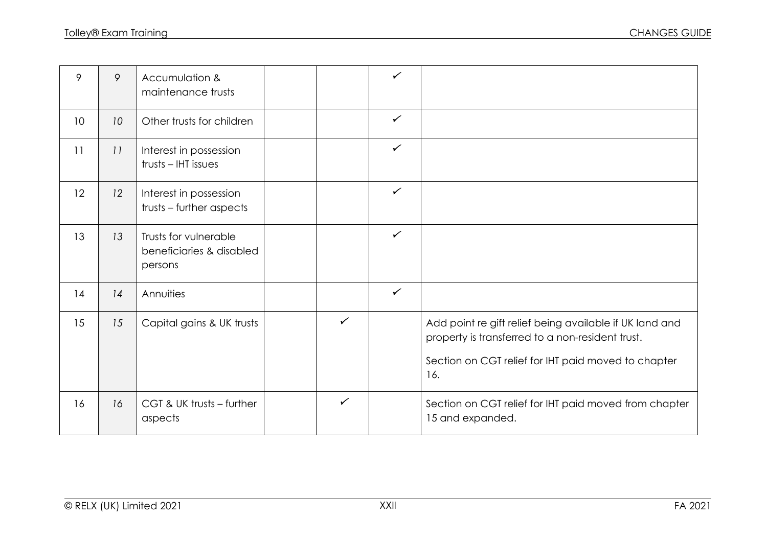| 9 | 9 | Accumulation & maintenance trusts | | | ✓ | |
|---|---|---|---|---|---|---|
| 10 | 10 | Other trusts for children | | | ✓ | |
| 11 | 11 | Interest in possession trusts – IHT issues | | | ✓ | |
| 12 | 12 | Interest in possession trusts – further aspects | | | ✓ | |
| 13 | 13 | Trusts for vulnerable beneficiaries & disabled persons | | | ✓ | |
| 14 | 14 | Annuities | | | ✓ | |
| 15 | 15 | Capital gains & UK trusts | | ✓ | | Add point re gift relief being available if UK land and property is transferred to a non-resident trust.<br><br>Section on CGT relief for IHT paid moved to chapter 16. |
| 16 | 16 | CGT & UK trusts – further aspects | | ✓ | | Section on CGT relief for IHT paid moved from chapter 15 and expanded. |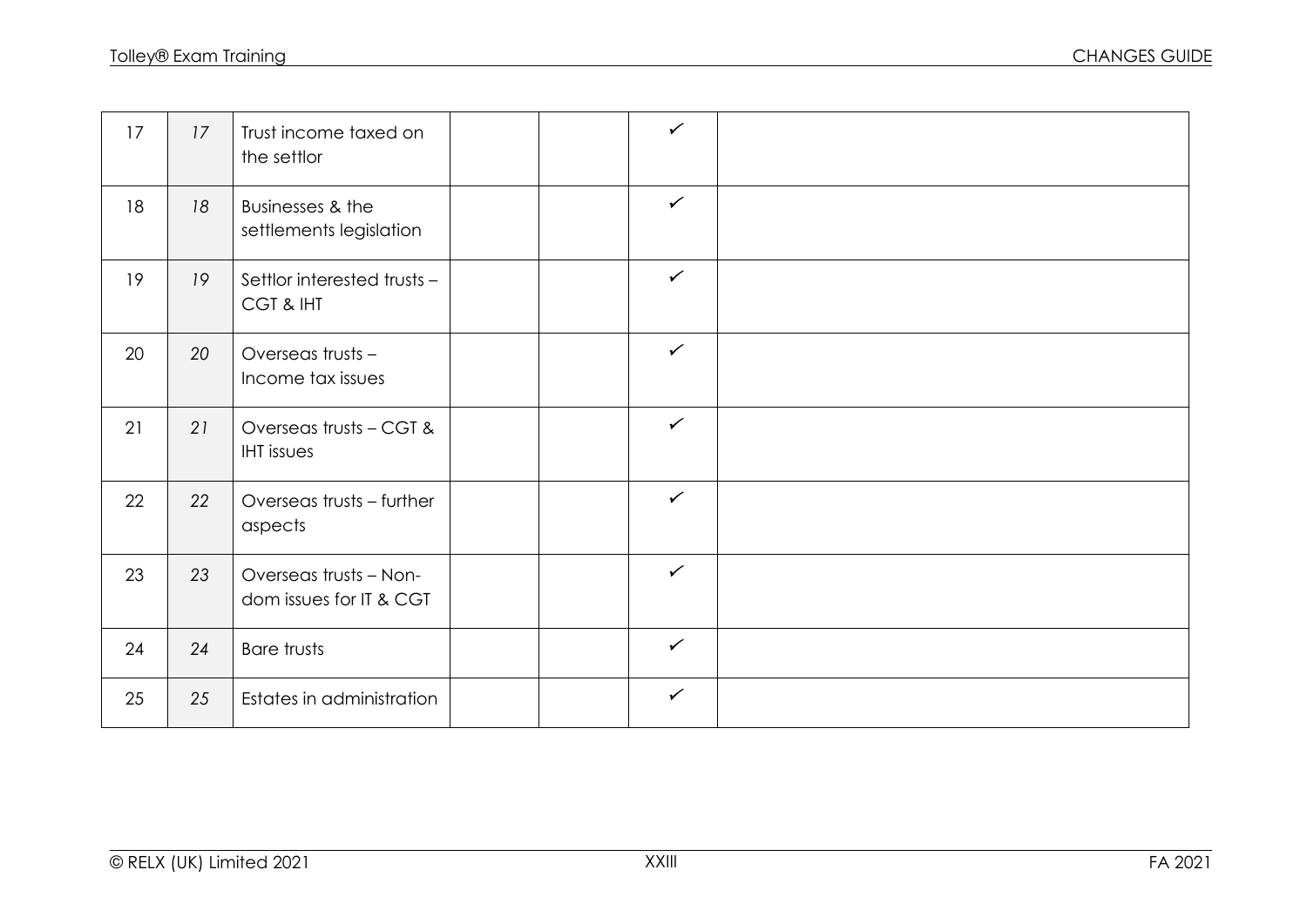| | | | | | | |
|---|---|---|---|---|---|---|
| 17 | *17* | Trust income taxed on the settlor | | | ✓ | |
| 18 | *18* | Businesses & the settlements legislation | | | ✓ | |
| 19 | *19* | Settlor interested trusts – CGT & IHT | | | ✓ | |
| 20 | *20* | Overseas trusts – Income tax issues | | | ✓ | |
| 21 | *21* | Overseas trusts – CGT & IHT issues | | | ✓ | |
| 22 | *22* | Overseas trusts – further aspects | | | ✓ | |
| 23 | *23* | Overseas trusts – Non-dom issues for IT & CGT | | | ✓ | |
| 24 | *24* | Bare trusts | | | ✓ | |
| 25 | *25* | Estates in administration | | | ✓ | |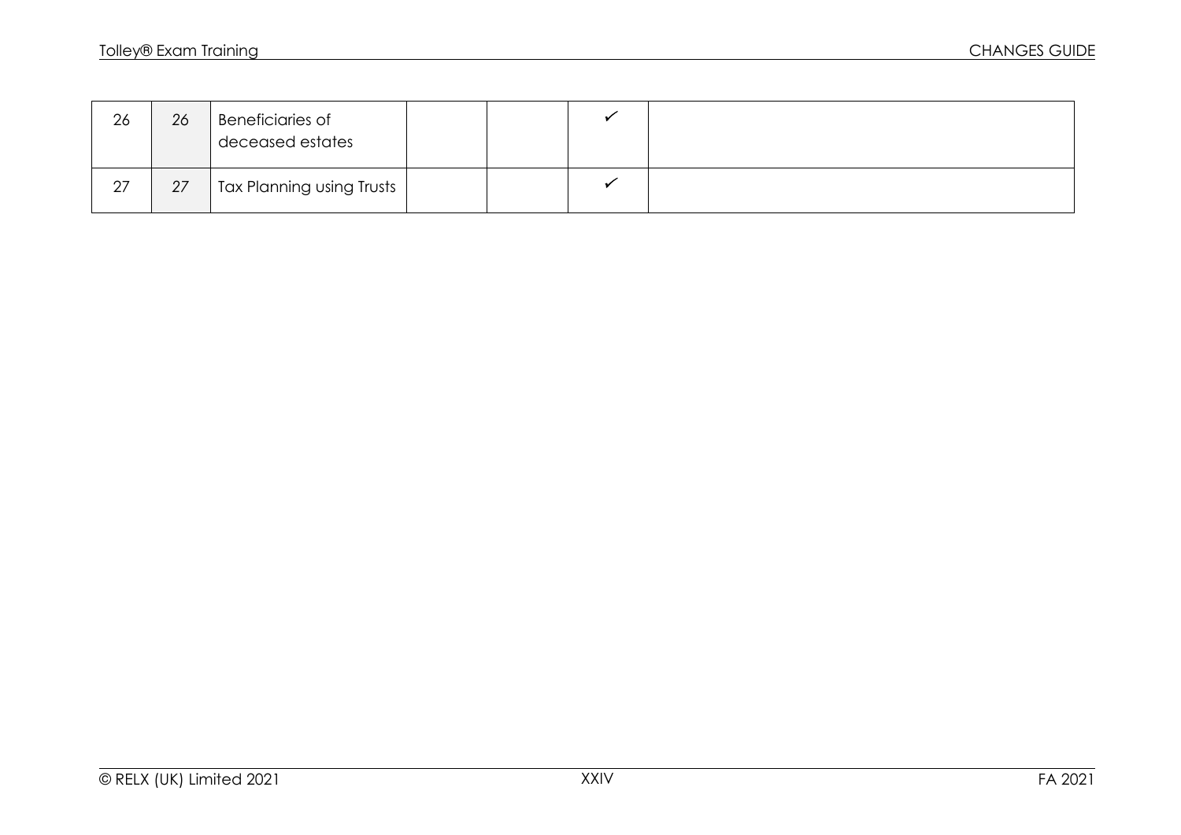| | | | | | | |
|---|---|---|---|---|---|---|
| 26 | 26 | Beneficiaries of deceased estates | | | ✓ | |
| 27 | 27 | Tax Planning using Trusts | | | ✓ | |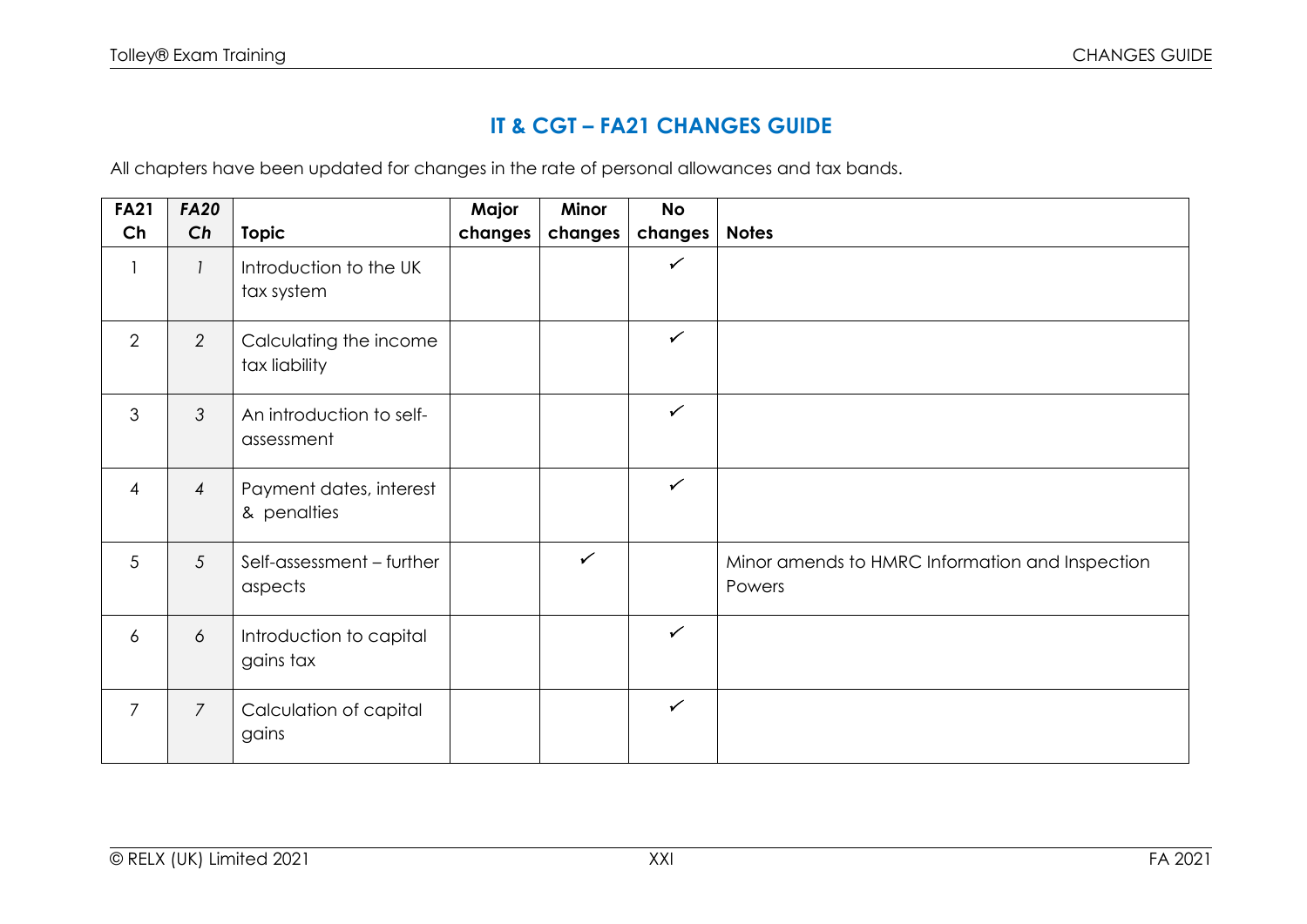## IT & CGT – FA21 CHANGES GUIDE

All chapters have been updated for changes in the rate of personal allowances and tax bands.

| FA21 Ch | *FA20 Ch* | Topic | Major changes | Minor changes | No changes | Notes |
|---|---|---|---|---|---|---|
| 1 | *1* | Introduction to the UK tax system | | | ✓ | |
| 2 | *2* | Calculating the income tax liability | | | ✓ | |
| 3 | *3* | An introduction to self-assessment | | | ✓ | |
| 4 | *4* | Payment dates, interest & penalties | | | ✓ | |
| 5 | *5* | Self-assessment – further aspects | | ✓ | | Minor amends to HMRC Information and Inspection Powers |
| 6 | *6* | Introduction to capital gains tax | | | ✓ | |
| 7 | *7* | Calculation of capital gains | | | ✓ | |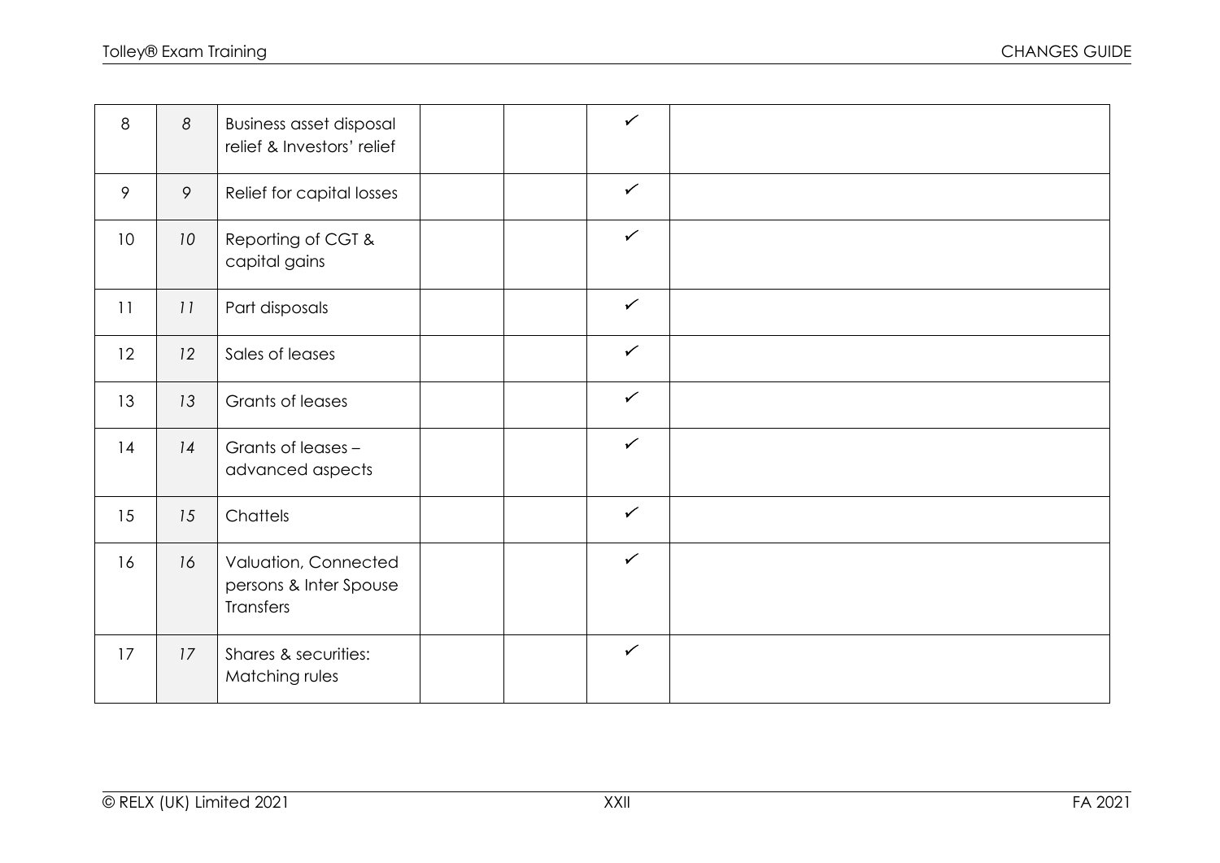| | | | | | | |
|---|---|---|---|---|---|---|
| 8 | *8* | Business asset disposal relief & Investors' relief | | | ✓ | |
| 9 | *9* | Relief for capital losses | | | ✓ | |
| 10 | *10* | Reporting of CGT & capital gains | | | ✓ | |
| 11 | *11* | Part disposals | | | ✓ | |
| 12 | *12* | Sales of leases | | | ✓ | |
| 13 | *13* | Grants of leases | | | ✓ | |
| 14 | *14* | Grants of leases – advanced aspects | | | ✓ | |
| 15 | *15* | Chattels | | | ✓ | |
| 16 | *16* | Valuation, Connected persons & Inter Spouse Transfers | | | ✓ | |
| 17 | *17* | Shares & securities: Matching rules | | | ✓ | |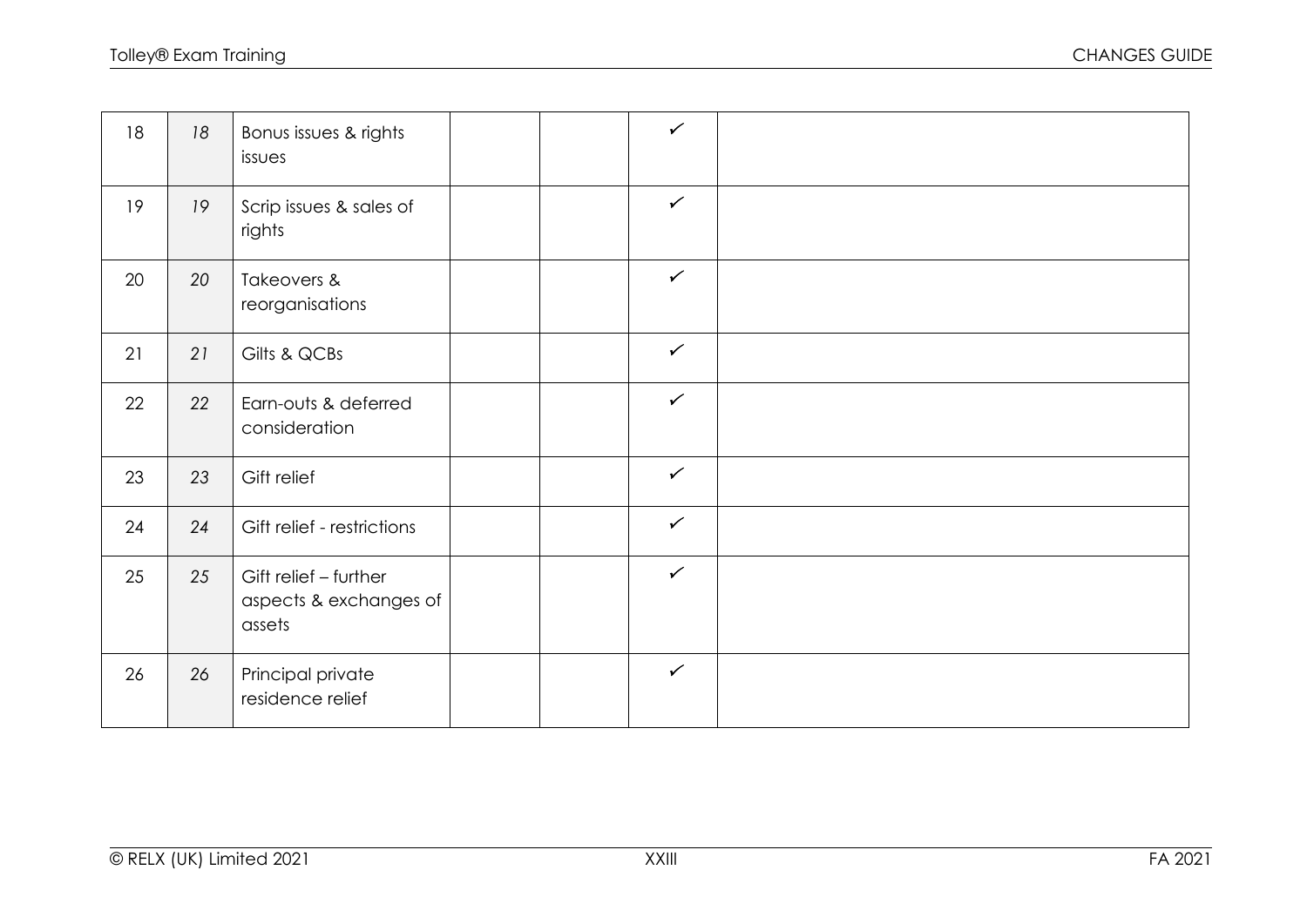| | | | | | | |
|---|---|---|---|---|---|---|
| 18 | *18* | Bonus issues & rights issues | | | ✓ | |
| 19 | *19* | Scrip issues & sales of rights | | | ✓ | |
| 20 | *20* | Takeovers & reorganisations | | | ✓ | |
| 21 | *21* | Gilts & QCBs | | | ✓ | |
| 22 | *22* | Earn-outs & deferred consideration | | | ✓ | |
| 23 | *23* | Gift relief | | | ✓ | |
| 24 | *24* | Gift relief - restrictions | | | ✓ | |
| 25 | *25* | Gift relief – further aspects & exchanges of assets | | | ✓ | |
| 26 | *26* | Principal private residence relief | | | ✓ | |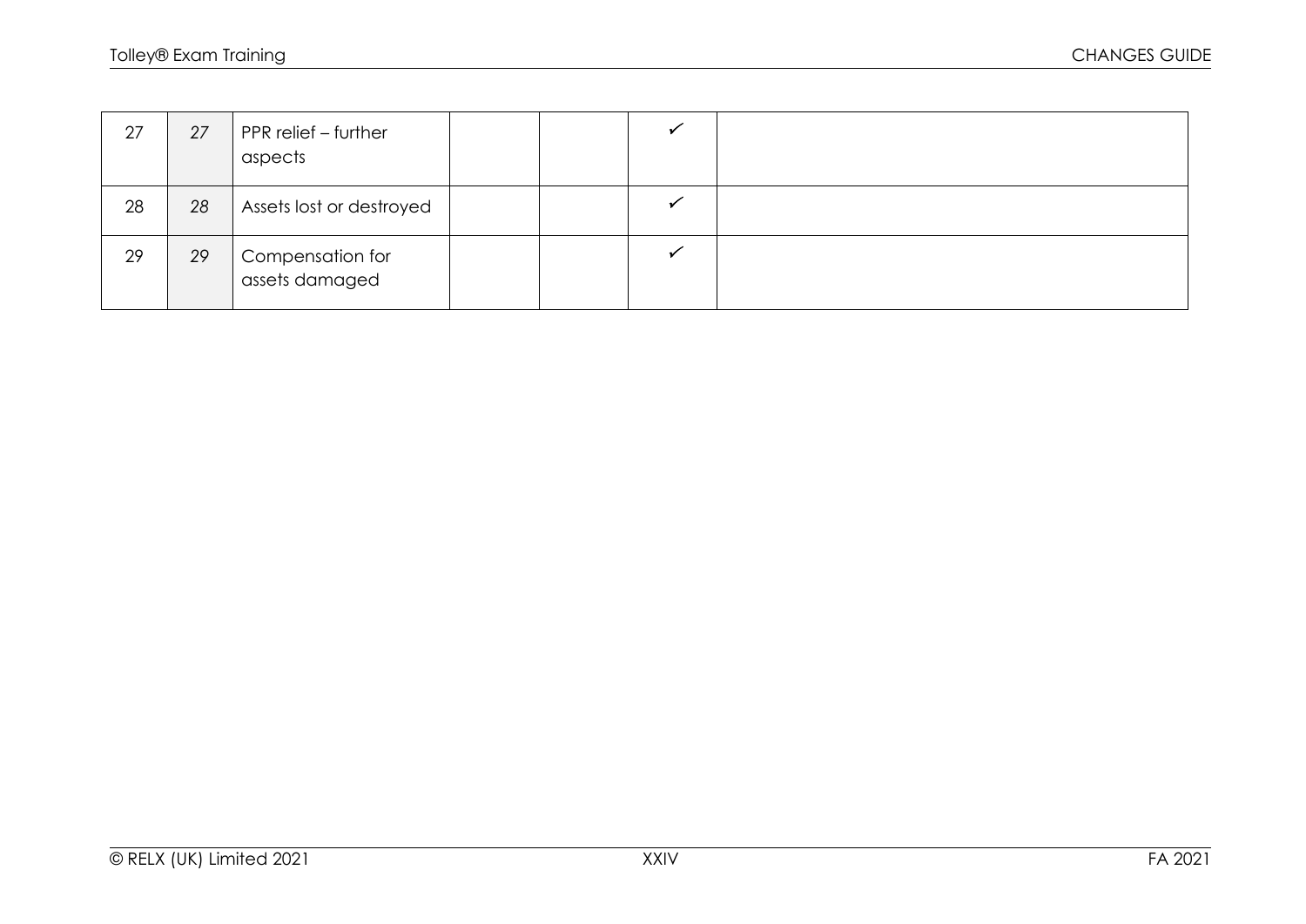| | | | | | | |
|---|---|---|---|---|---|---|
| 27 | 27 | PPR relief – further aspects | | | ✓ | |
| 28 | 28 | Assets lost or destroyed | | | ✓ | |
| 29 | 29 | Compensation for assets damaged | | | ✓ | |